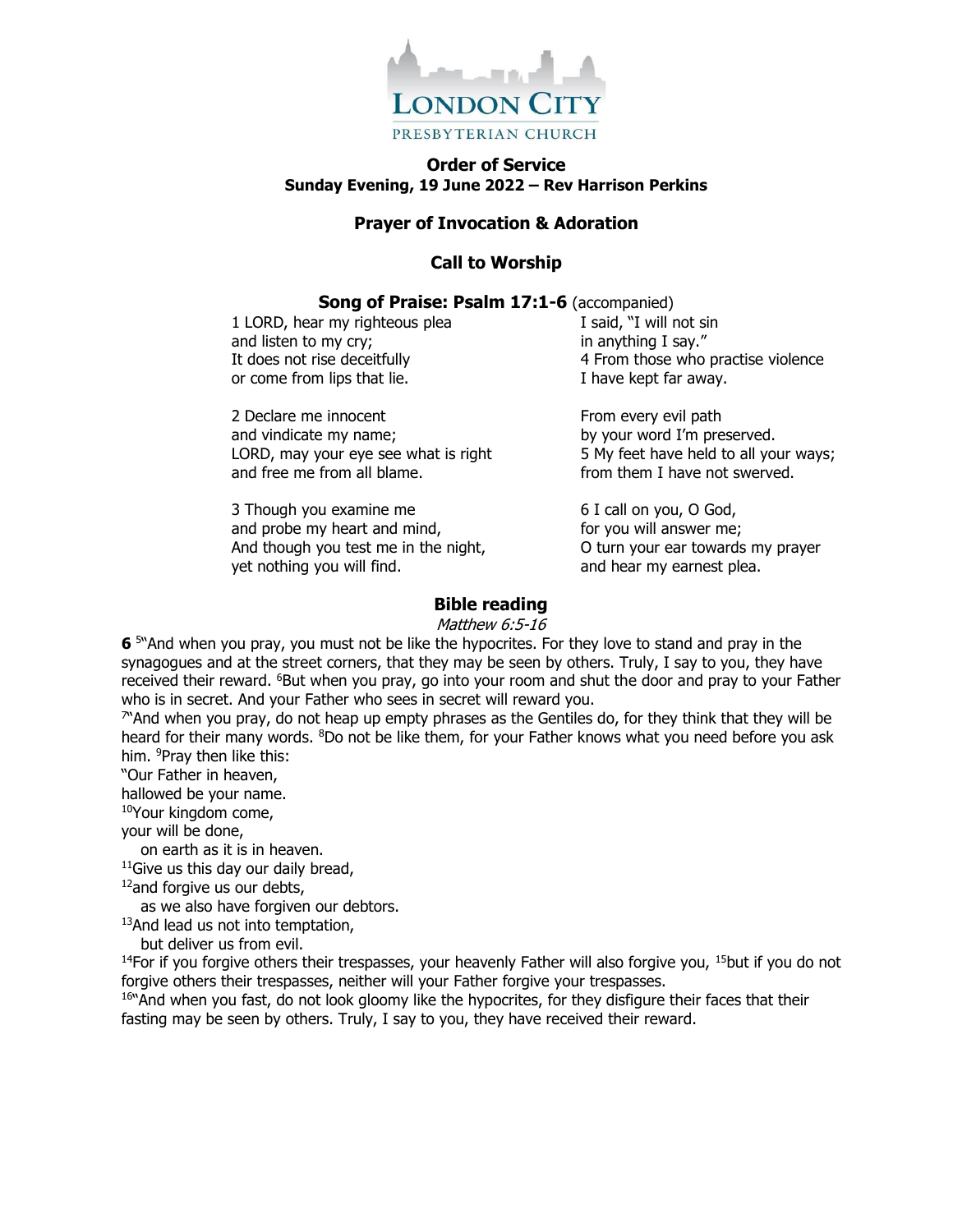LONDON CITY
PRESBYTERIAN CHURCH

## Order of Service

**Sunday Evening, 19 June 2022 – Rev Harrison Perkins**

### Prayer of Invocation & Adoration

### Call to Worship

### Song of Praise: Psalm 17:1-6 (accompanied)

1 LORD, hear my righteous plea
and listen to my cry;
It does not rise deceitfully
or come from lips that lie.

2 Declare me innocent
and vindicate my name;
LORD, may your eye see what is right
and free me from all blame.

3 Though you examine me
and probe my heart and mind,
And though you test me in the night,
yet nothing you will find.

I said, "I will not sin
in anything I say."
4 From those who practise violence
I have kept far away.

From every evil path
by your word I'm preserved.
5 My feet have held to all your ways;
from them I have not swerved.

6 I call on you, O God,
for you will answer me;
O turn your ear towards my prayer
and hear my earnest plea.

### Bible reading

*Matthew 6:5-16*

**6** [5]"And when you pray, you must not be like the hypocrites. For they love to stand and pray in the synagogues and at the street corners, that they may be seen by others. Truly, I say to you, they have received their reward. [6]But when you pray, go into your room and shut the door and pray to your Father who is in secret. And your Father who sees in secret will reward you.

[7]"And when you pray, do not heap up empty phrases as the Gentiles do, for they think that they will be heard for their many words. [8]Do not be like them, for your Father knows what you need before you ask him. [9]Pray then like this:

"Our Father in heaven,
hallowed be your name.
[10]Your kingdom come,
your will be done,
on earth as it is in heaven.
[11]Give us this day our daily bread,
[12]and forgive us our debts,
as we also have forgiven our debtors.
[13]And lead us not into temptation,
but deliver us from evil.

[14]For if you forgive others their trespasses, your heavenly Father will also forgive you, [15]but if you do not forgive others their trespasses, neither will your Father forgive your trespasses.

[16]"And when you fast, do not look gloomy like the hypocrites, for they disfigure their faces that their fasting may be seen by others. Truly, I say to you, they have received their reward.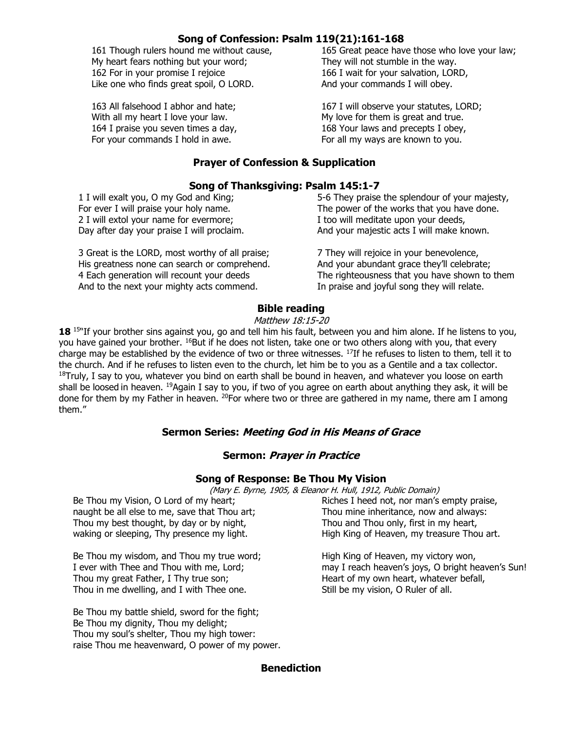## Song of Confession: Psalm 119(21):161-168

161 Though rulers hound me without cause,
My heart fears nothing but your word;
162 For in your promise I rejoice
Like one who finds great spoil, O LORD.

163 All falsehood I abhor and hate;
With all my heart I love your law.
164 I praise you seven times a day,
For your commands I hold in awe.

165 Great peace have those who love your law;
They will not stumble in the way.
166 I wait for your salvation, LORD,
And your commands I will obey.

167 I will observe your statutes, LORD;
My love for them is great and true.
168 Your laws and precepts I obey,
For all my ways are known to you.

## Prayer of Confession & Supplication

## Song of Thanksgiving: Psalm 145:1-7

1 I will exalt you, O my God and King;
For ever I will praise your holy name.
2 I will extol your name for evermore;
Day after day your praise I will proclaim.

3 Great is the LORD, most worthy of all praise;
His greatness none can search or comprehend.
4 Each generation will recount your deeds
And to the next your mighty acts commend.

5-6 They praise the splendour of your majesty,
The power of the works that you have done.
I too will meditate upon your deeds,
And your majestic acts I will make known.

7 They will rejoice in your benevolence,
And your abundant grace they'll celebrate;
The righteousness that you have shown to them
In praise and joyful song they will relate.

## Bible reading

*Matthew 18:15-20*

**18** [15]"If your brother sins against you, go and tell him his fault, between you and him alone. If he listens to you, you have gained your brother. [16]But if he does not listen, take one or two others along with you, that every charge may be established by the evidence of two or three witnesses. [17]If he refuses to listen to them, tell it to the church. And if he refuses to listen even to the church, let him be to you as a Gentile and a tax collector. [18]Truly, I say to you, whatever you bind on earth shall be bound in heaven, and whatever you loose on earth shall be loosed in heaven. [19]Again I say to you, if two of you agree on earth about anything they ask, it will be done for them by my Father in heaven. [20]For where two or three are gathered in my name, there am I among them."

## Sermon Series: *Meeting God in His Means of Grace*

## Sermon: *Prayer in Practice*

## Song of Response: Be Thou My Vision

*(Mary E. Byrne, 1905, & Eleanor H. Hull, 1912, Public Domain)*

Be Thou my Vision, O Lord of my heart;
naught be all else to me, save that Thou art;
Thou my best thought, by day or by night,
waking or sleeping, Thy presence my light.

Be Thou my wisdom, and Thou my true word;
I ever with Thee and Thou with me, Lord;
Thou my great Father, I Thy true son;
Thou in me dwelling, and I with Thee one.

Be Thou my battle shield, sword for the fight;
Be Thou my dignity, Thou my delight;
Thou my soul's shelter, Thou my high tower:
raise Thou me heavenward, O power of my power.

Riches I heed not, nor man's empty praise,
Thou mine inheritance, now and always:
Thou and Thou only, first in my heart,
High King of Heaven, my treasure Thou art.

High King of Heaven, my victory won,
may I reach heaven's joys, O bright heaven's Sun!
Heart of my own heart, whatever befall,
Still be my vision, O Ruler of all.

## Benediction